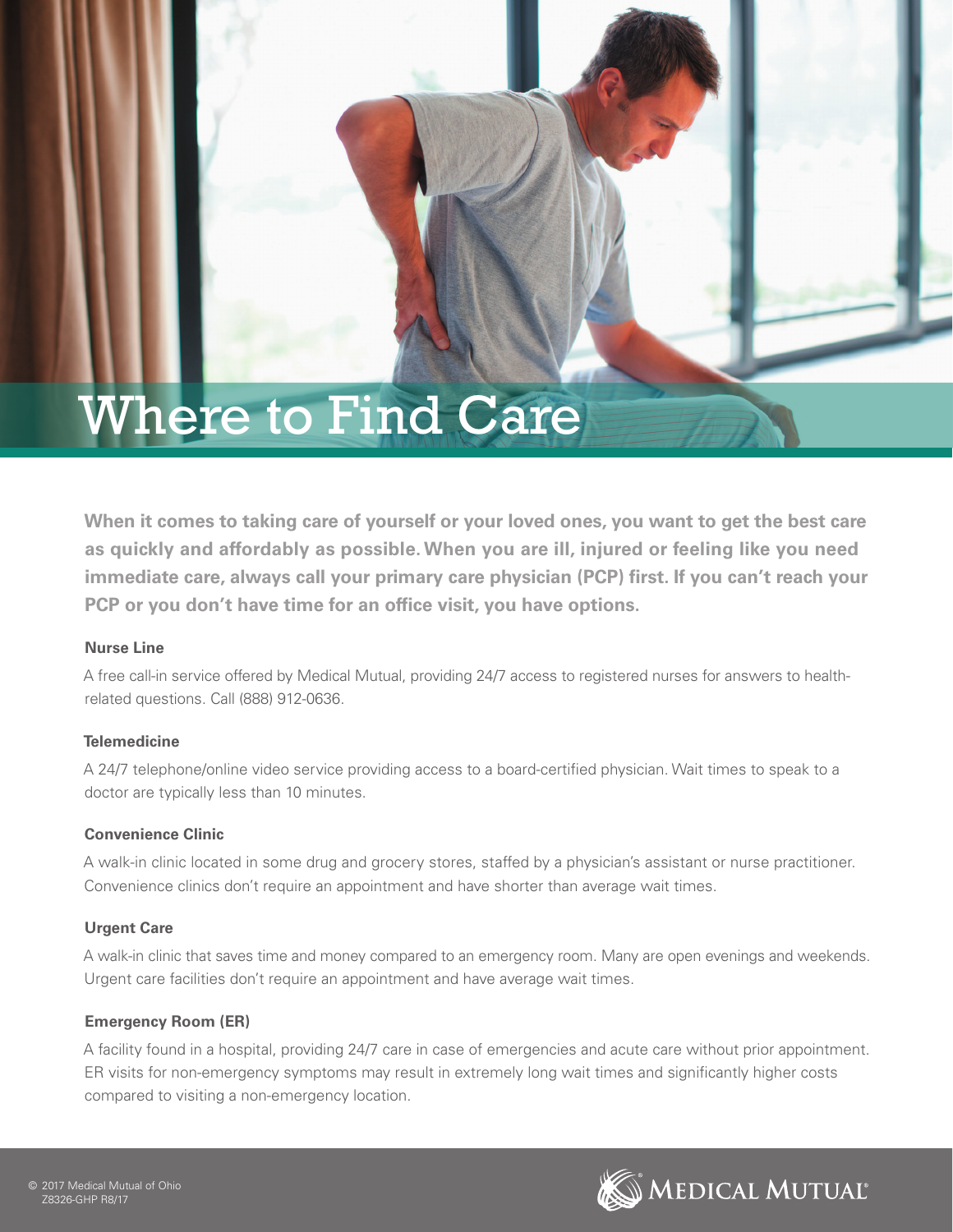# Where to Find Care

**When it comes to taking care of yourself or your loved ones, you want to get the best care as quickly and affordably as possible. When you are ill, injured or feeling like you need immediate care, always call your primary care physician (PCP) first. If you can't reach your PCP or you don't have time for an office visit, you have options.**

**Nurse Line**

A free call-in service offered by Medical Mutual, providing 24/7 access to registered nurses for answers to health-related questions. Call (888) 912-0636.

**Telemedicine**

A 24/7 telephone/online video service providing access to a board-certified physician. Wait times to speak to a doctor are typically less than 10 minutes.

**Convenience Clinic**

A walk-in clinic located in some drug and grocery stores, staffed by a physician's assistant or nurse practitioner. Convenience clinics don't require an appointment and have shorter than average wait times.

**Urgent Care**

A walk-in clinic that saves time and money compared to an emergency room. Many are open evenings and weekends. Urgent care facilities don't require an appointment and have average wait times.

**Emergency Room (ER)**

A facility found in a hospital, providing 24/7 care in case of emergencies and acute care without prior appointment. ER visits for non-emergency symptoms may result in extremely long wait times and significantly higher costs compared to visiting a non-emergency location.

© 2017 Medical Mutual of Ohio
Z8326-GHP R8/17

MEDICAL MUTUAL®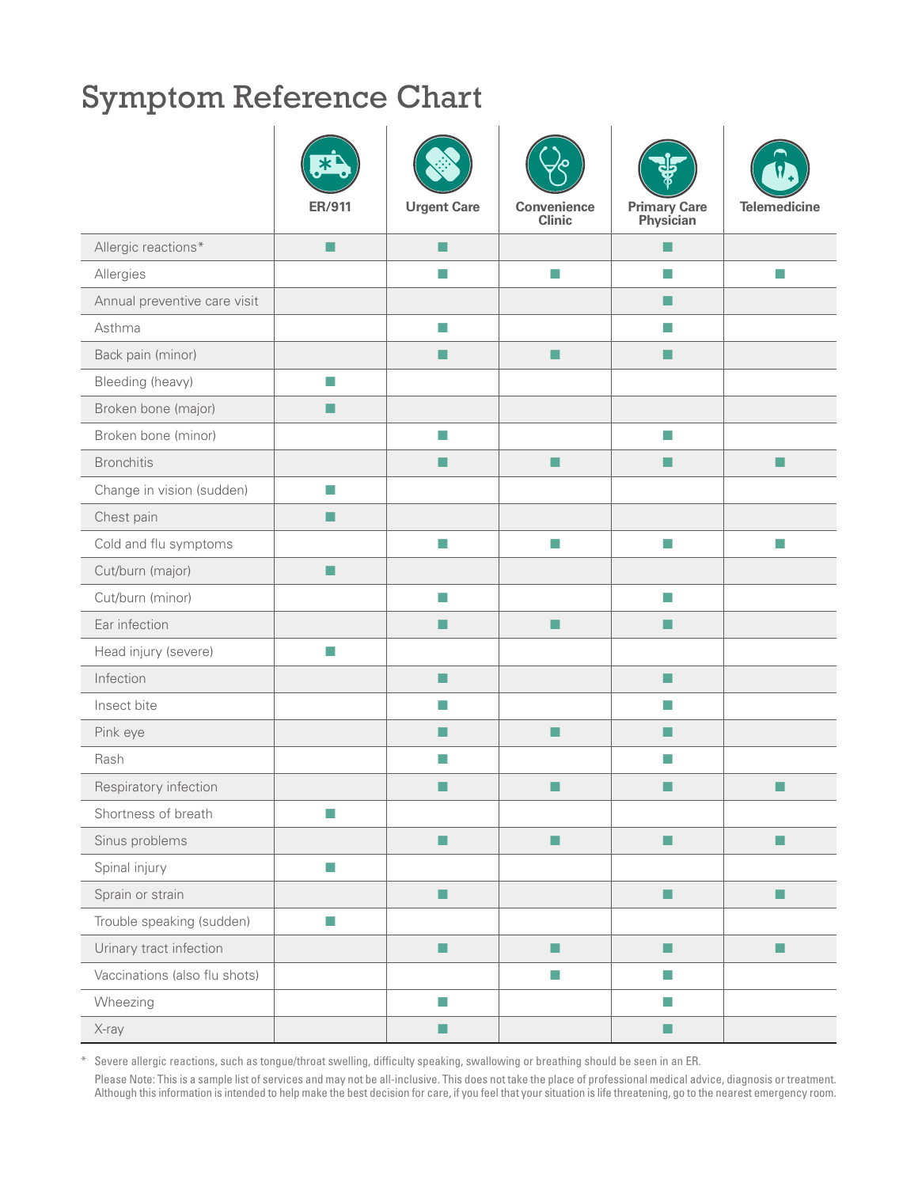# Symptom Reference Chart

| | ER/911 | Urgent Care | Convenience Clinic | Primary Care Physician | Telemedicine |
|---|---|---|---|---|---|
| Allergic reactions* | ■ | ■ | | ■ | |
| Allergies | | ■ | ■ | ■ | ■ |
| Annual preventive care visit | | | | ■ | |
| Asthma | | ■ | | ■ | |
| Back pain (minor) | | ■ | ■ | ■ | |
| Bleeding (heavy) | ■ | | | | |
| Broken bone (major) | ■ | | | | |
| Broken bone (minor) | | ■ | | ■ | |
| Bronchitis | | ■ | ■ | ■ | ■ |
| Change in vision (sudden) | ■ | | | | |
| Chest pain | ■ | | | | |
| Cold and flu symptoms | | ■ | ■ | ■ | ■ |
| Cut/burn (major) | ■ | | | | |
| Cut/burn (minor) | | ■ | | ■ | |
| Ear infection | | ■ | ■ | ■ | |
| Head injury (severe) | ■ | | | | |
| Infection | | ■ | | ■ | |
| Insect bite | | ■ | | ■ | |
| Pink eye | | ■ | ■ | ■ | |
| Rash | | ■ | | ■ | |
| Respiratory infection | | ■ | ■ | ■ | ■ |
| Shortness of breath | ■ | | | | |
| Sinus problems | | ■ | ■ | ■ | ■ |
| Spinal injury | ■ | | | | |
| Sprain or strain | | ■ | | ■ | ■ |
| Trouble speaking (sudden) | ■ | | | | |
| Urinary tract infection | | ■ | ■ | ■ | ■ |
| Vaccinations (also flu shots) | | | ■ | ■ | |
| Wheezing | | ■ | | ■ | |
| X-ray | | ■ | | ■ | |

\* Severe allergic reactions, such as tongue/throat swelling, difficulty speaking, swallowing or breathing should be seen in an ER.

Please Note: This is a sample list of services and may not be all-inclusive. This does not take the place of professional medical advice, diagnosis or treatment. Although this information is intended to help make the best decision for care, if you feel that your situation is life threatening, go to the nearest emergency room.